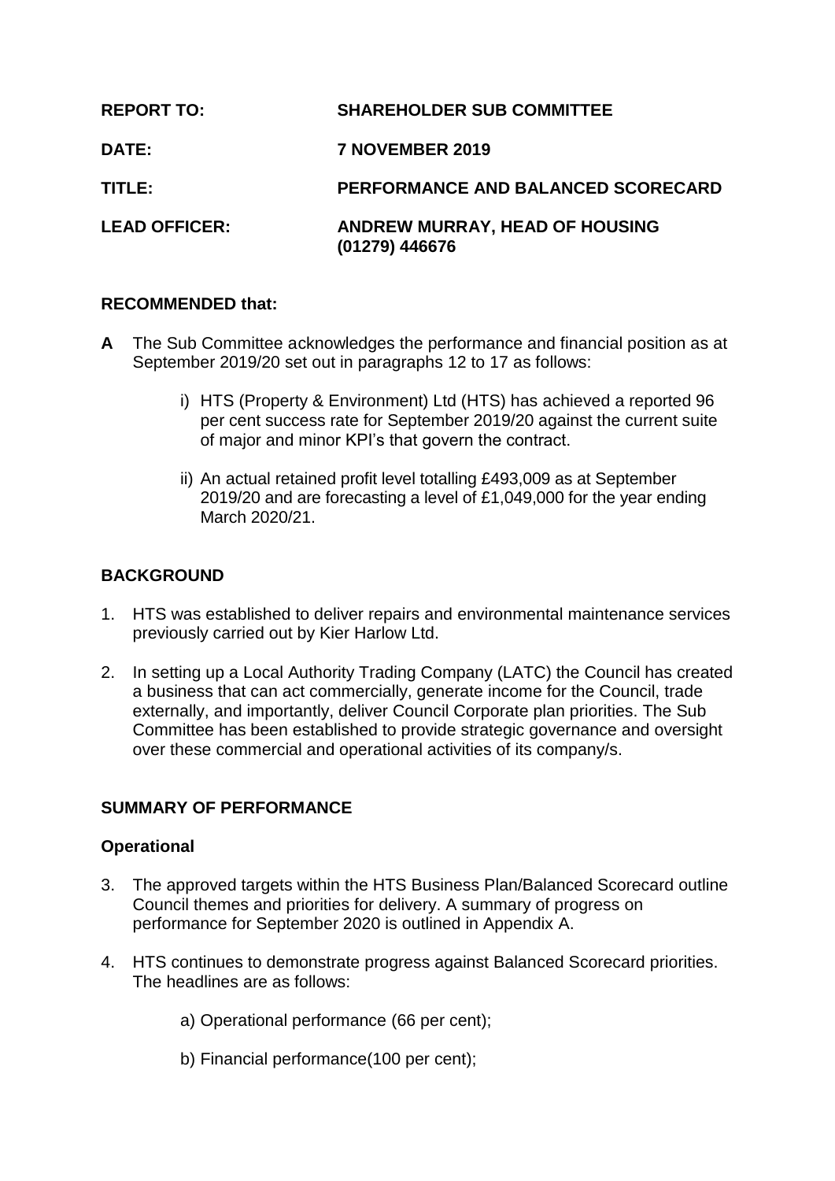| | |
|---|---|
| **REPORT TO:** | **SHAREHOLDER SUB COMMITTEE** |
| **DATE:** | **7 NOVEMBER 2019** |
| **TITLE:** | **PERFORMANCE AND BALANCED SCORECARD** |
| **LEAD OFFICER:** | **ANDREW MURRAY, HEAD OF HOUSING (01279) 446676** |

**RECOMMENDED that:**

**A** The Sub Committee acknowledges the performance and financial position as at September 2019/20 set out in paragraphs 12 to 17 as follows:

i) HTS (Property & Environment) Ltd (HTS) has achieved a reported 96 per cent success rate for September 2019/20 against the current suite of major and minor KPI's that govern the contract.

ii) An actual retained profit level totalling £493,009 as at September 2019/20 and are forecasting a level of £1,049,000 for the year ending March 2020/21.

## BACKGROUND

1. HTS was established to deliver repairs and environmental maintenance services previously carried out by Kier Harlow Ltd.

2. In setting up a Local Authority Trading Company (LATC) the Council has created a business that can act commercially, generate income for the Council, trade externally, and importantly, deliver Council Corporate plan priorities. The Sub Committee has been established to provide strategic governance and oversight over these commercial and operational activities of its company/s.

## SUMMARY OF PERFORMANCE

### Operational

3. The approved targets within the HTS Business Plan/Balanced Scorecard outline Council themes and priorities for delivery. A summary of progress on performance for September 2020 is outlined in Appendix A.

4. HTS continues to demonstrate progress against Balanced Scorecard priorities. The headlines are as follows:

   a) Operational performance (66 per cent);

   b) Financial performance(100 per cent);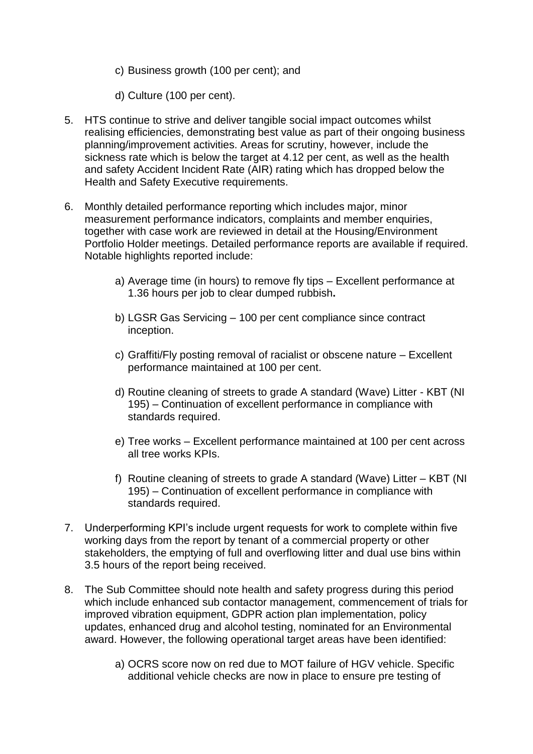c) Business growth (100 per cent); and

d) Culture (100 per cent).

5. HTS continue to strive and deliver tangible social impact outcomes whilst realising efficiencies, demonstrating best value as part of their ongoing business planning/improvement activities. Areas for scrutiny, however, include the sickness rate which is below the target at 4.12 per cent, as well as the health and safety Accident Incident Rate (AIR) rating which has dropped below the Health and Safety Executive requirements.

6. Monthly detailed performance reporting which includes major, minor measurement performance indicators, complaints and member enquiries, together with case work are reviewed in detail at the Housing/Environment Portfolio Holder meetings. Detailed performance reports are available if required. Notable highlights reported include:

   a) Average time (in hours) to remove fly tips – Excellent performance at 1.36 hours per job to clear dumped rubbish**.**

   b) LGSR Gas Servicing – 100 per cent compliance since contract inception.

   c) Graffiti/Fly posting removal of racialist or obscene nature – Excellent performance maintained at 100 per cent.

   d) Routine cleaning of streets to grade A standard (Wave) Litter - KBT (NI 195) – Continuation of excellent performance in compliance with standards required.

   e) Tree works – Excellent performance maintained at 100 per cent across all tree works KPIs.

   f) Routine cleaning of streets to grade A standard (Wave) Litter – KBT (NI 195) – Continuation of excellent performance in compliance with standards required.

7. Underperforming KPI's include urgent requests for work to complete within five working days from the report by tenant of a commercial property or other stakeholders, the emptying of full and overflowing litter and dual use bins within 3.5 hours of the report being received.

8. The Sub Committee should note health and safety progress during this period which include enhanced sub contactor management, commencement of trials for improved vibration equipment, GDPR action plan implementation, policy updates, enhanced drug and alcohol testing, nominated for an Environmental award. However, the following operational target areas have been identified:

   a) OCRS score now on red due to MOT failure of HGV vehicle. Specific additional vehicle checks are now in place to ensure pre testing of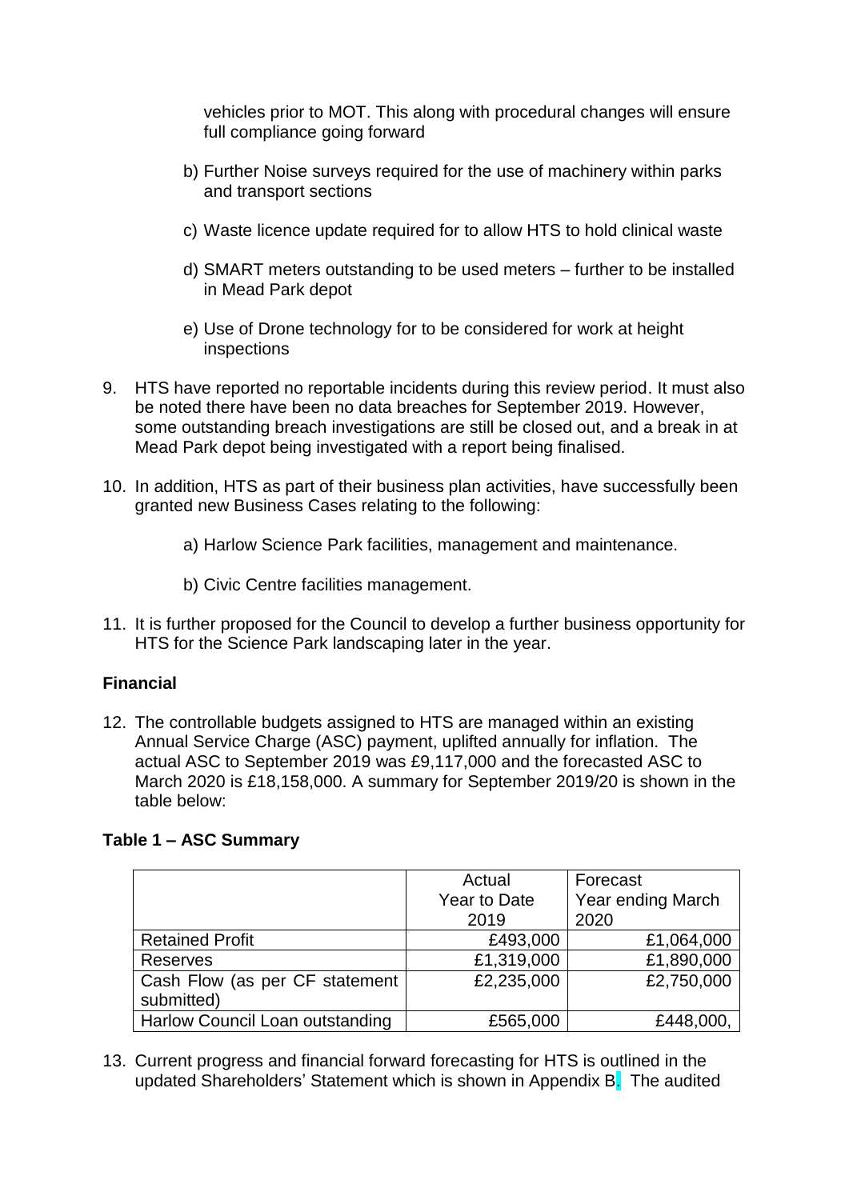vehicles prior to MOT. This along with procedural changes will ensure full compliance going forward

b) Further Noise surveys required for the use of machinery within parks and transport sections

c) Waste licence update required for to allow HTS to hold clinical waste

d) SMART meters outstanding to be used meters – further to be installed in Mead Park depot

e) Use of Drone technology for to be considered for work at height inspections

9. HTS have reported no reportable incidents during this review period. It must also be noted there have been no data breaches for September 2019. However, some outstanding breach investigations are still be closed out, and a break in at Mead Park depot being investigated with a report being finalised.

10. In addition, HTS as part of their business plan activities, have successfully been granted new Business Cases relating to the following:

    a) Harlow Science Park facilities, management and maintenance.

    b) Civic Centre facilities management.

11. It is further proposed for the Council to develop a further business opportunity for HTS for the Science Park landscaping later in the year.

**Financial**

12. The controllable budgets assigned to HTS are managed within an existing Annual Service Charge (ASC) payment, uplifted annually for inflation. The actual ASC to September 2019 was £9,117,000 and the forecasted ASC to March 2020 is £18,158,000. A summary for September 2019/20 is shown in the table below:

**Table 1 – ASC Summary**

| | Actual Year to Date 2019 | Forecast Year ending March 2020 |
|---|---|---|
| Retained Profit | £493,000 | £1,064,000 |
| Reserves | £1,319,000 | £1,890,000 |
| Cash Flow (as per CF statement submitted) | £2,235,000 | £2,750,000 |
| Harlow Council Loan outstanding | £565,000 | £448,000, |

13. Current progress and financial forward forecasting for HTS is outlined in the updated Shareholders' Statement which is shown in Appendix B. The audited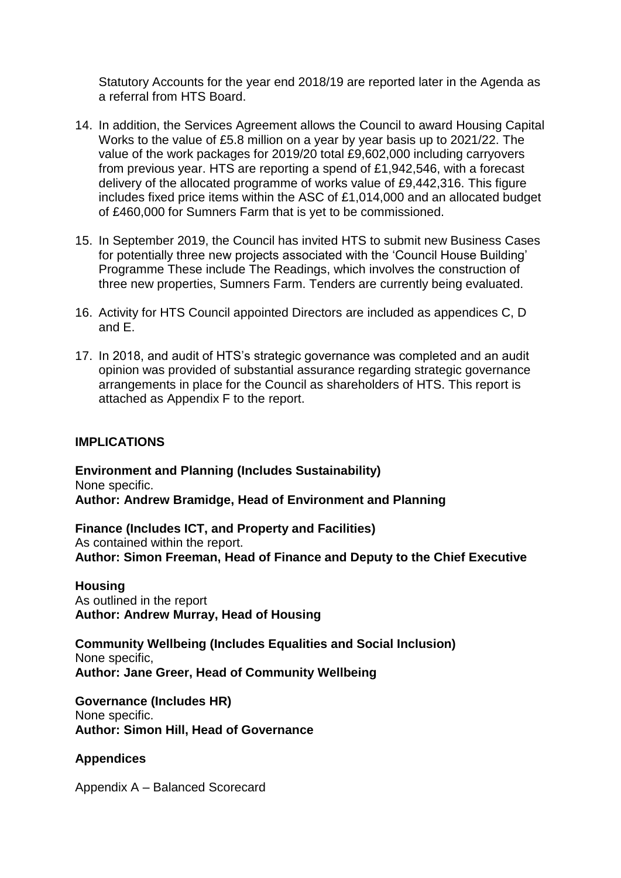Statutory Accounts for the year end 2018/19 are reported later in the Agenda as a referral from HTS Board.

14. In addition, the Services Agreement allows the Council to award Housing Capital Works to the value of £5.8 million on a year by year basis up to 2021/22. The value of the work packages for 2019/20 total £9,602,000 including carryovers from previous year. HTS are reporting a spend of £1,942,546, with a forecast delivery of the allocated programme of works value of £9,442,316. This figure includes fixed price items within the ASC of £1,014,000 and an allocated budget of £460,000 for Sumners Farm that is yet to be commissioned.

15. In September 2019, the Council has invited HTS to submit new Business Cases for potentially three new projects associated with the 'Council House Building' Programme These include The Readings, which involves the construction of three new properties, Sumners Farm. Tenders are currently being evaluated.

16. Activity for HTS Council appointed Directors are included as appendices C, D and E.

17. In 2018, and audit of HTS's strategic governance was completed and an audit opinion was provided of substantial assurance regarding strategic governance arrangements in place for the Council as shareholders of HTS. This report is attached as Appendix F to the report.

## IMPLICATIONS

**Environment and Planning (Includes Sustainability)**
None specific.
**Author: Andrew Bramidge, Head of Environment and Planning**

**Finance (Includes ICT, and Property and Facilities)**
As contained within the report.
**Author: Simon Freeman, Head of Finance and Deputy to the Chief Executive**

**Housing**
As outlined in the report
**Author: Andrew Murray, Head of Housing**

**Community Wellbeing (Includes Equalities and Social Inclusion)**
None specific,
**Author: Jane Greer, Head of Community Wellbeing**

**Governance (Includes HR)**
None specific.
**Author: Simon Hill, Head of Governance**

**Appendices**

Appendix A – Balanced Scorecard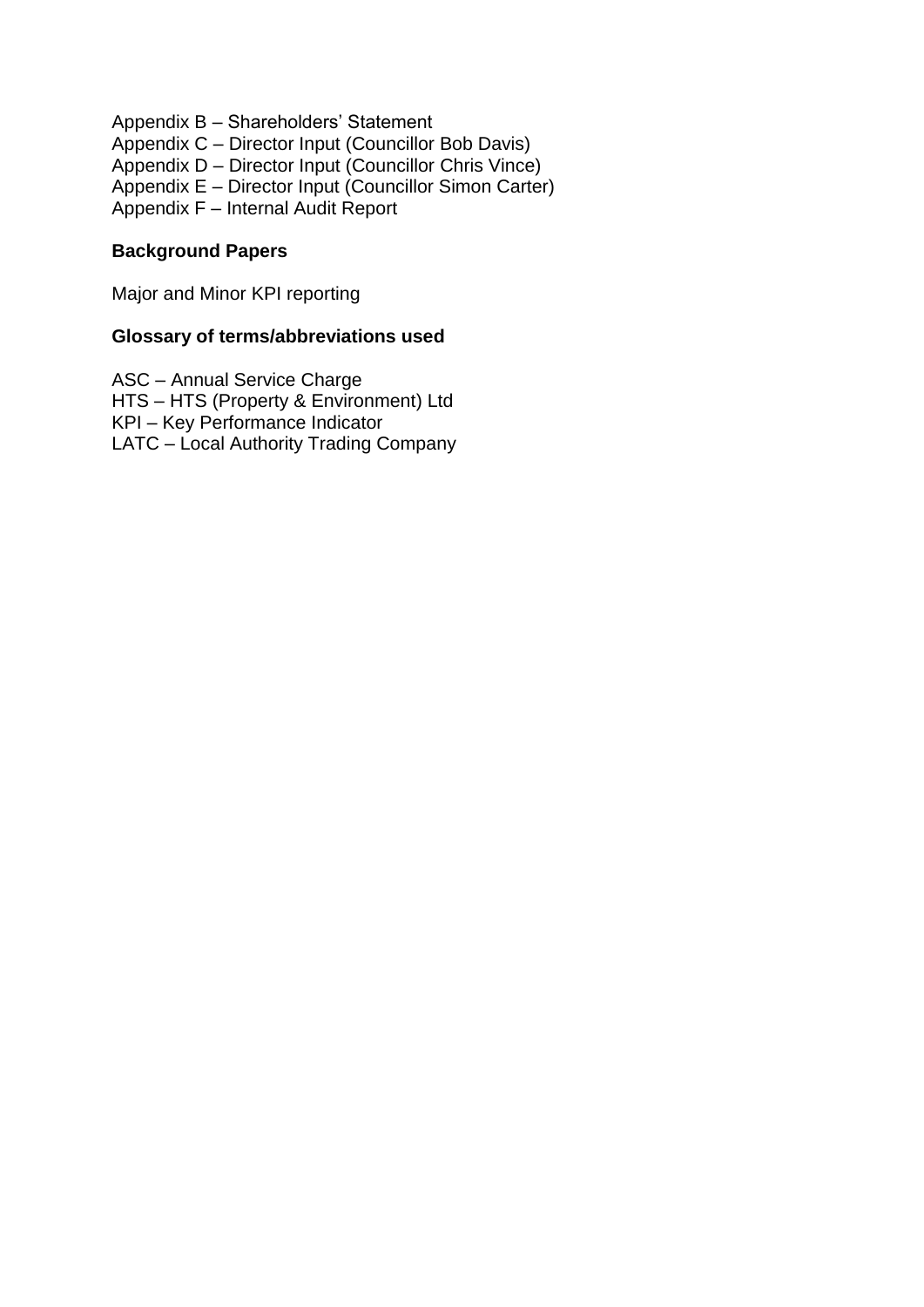Appendix B – Shareholders' Statement
Appendix C – Director Input (Councillor Bob Davis)
Appendix D – Director Input (Councillor Chris Vince)
Appendix E – Director Input (Councillor Simon Carter)
Appendix F – Internal Audit Report

**Background Papers**

Major and Minor KPI reporting

**Glossary of terms/abbreviations used**

ASC – Annual Service Charge
HTS – HTS (Property & Environment) Ltd
KPI – Key Performance Indicator
LATC – Local Authority Trading Company